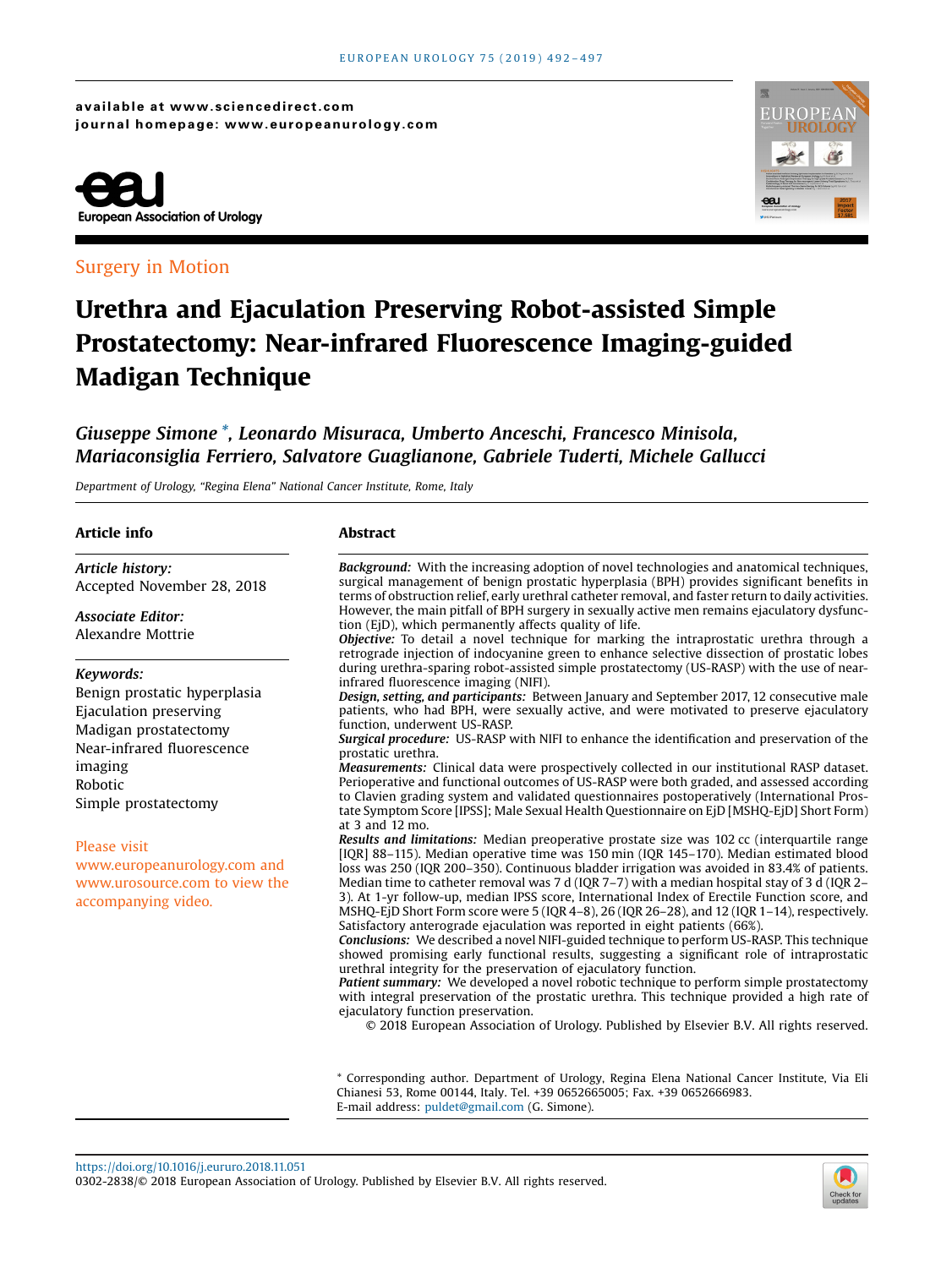available at www.sciencedirect.com
journal homepage: www.europeanurology.com

European Association of Urology

Surgery in Motion

# Urethra and Ejaculation Preserving Robot-assisted Simple Prostatectomy: Near-infrared Fluorescence Imaging-guided Madigan Technique

*Giuseppe Simone \*, Leonardo Misuraca, Umberto Anceschi, Francesco Minisola, Mariaconsiglia Ferriero, Salvatore Guaglianone, Gabriele Tuderti, Michele Gallucci*

*Department of Urology, "Regina Elena" National Cancer Institute, Rome, Italy*

## Article info

*Article history:*
Accepted November 28, 2018

*Associate Editor:*
Alexandre Mottrie

*Keywords:*
Benign prostatic hyperplasia
Ejaculation preserving
Madigan prostatectomy
Near-infrared fluorescence imaging
Robotic
Simple prostatectomy

Please visit www.europeanurology.com and www.urosource.com to view the accompanying video.

## Abstract

***Background:*** With the increasing adoption of novel technologies and anatomical techniques, surgical management of benign prostatic hyperplasia (BPH) provides significant benefits in terms of obstruction relief, early urethral catheter removal, and faster return to daily activities. However, the main pitfall of BPH surgery in sexually active men remains ejaculatory dysfunction (EjD), which permanently affects quality of life.

***Objective:*** To detail a novel technique for marking the intraprostatic urethra through a retrograde injection of indocyanine green to enhance selective dissection of prostatic lobes during urethra-sparing robot-assisted simple prostatectomy (US-RASP) with the use of near-infrared fluorescence imaging (NIFI).

***Design, setting, and participants:*** Between January and September 2017, 12 consecutive male patients, who had BPH, were sexually active, and were motivated to preserve ejaculatory function, underwent US-RASP.

***Surgical procedure:*** US-RASP with NIFI to enhance the identification and preservation of the prostatic urethra.

***Measurements:*** Clinical data were prospectively collected in our institutional RASP dataset. Perioperative and functional outcomes of US-RASP were both graded, and assessed according to Clavien grading system and validated questionnaires postoperatively (International Prostate Symptom Score [IPSS]; Male Sexual Health Questionnaire on EjD [MSHQ-EjD] Short Form) at 3 and 12 mo.

***Results and limitations:*** Median preoperative prostate size was 102 cc (interquartile range [IQR] 88–115). Median operative time was 150 min (IQR 145–170). Median estimated blood loss was 250 (IQR 200–350). Continuous bladder irrigation was avoided in 83.4% of patients. Median time to catheter removal was 7 d (IQR 7–7) with a median hospital stay of 3 d (IQR 2–3). At 1-yr follow-up, median IPSS score, International Index of Erectile Function score, and MSHQ-EjD Short Form score were 5 (IQR 4–8), 26 (IQR 26–28), and 12 (IQR 1–14), respectively. Satisfactory anterograde ejaculation was reported in eight patients (66%).

***Conclusions:*** We described a novel NIFI-guided technique to perform US-RASP. This technique showed promising early functional results, suggesting a significant role of intraprostatic urethral integrity for the preservation of ejaculatory function.

***Patient summary:*** We developed a novel robotic technique to perform simple prostatectomy with integral preservation of the prostatic urethra. This technique provided a high rate of ejaculatory function preservation.

© 2018 European Association of Urology. Published by Elsevier B.V. All rights reserved.

\* Corresponding author. Department of Urology, Regina Elena National Cancer Institute, Via Eli Chianesi 53, Rome 00144, Italy. Tel. +39 0652665005; Fax. +39 0652666983.
E-mail address: puldet@gmail.com (G. Simone).

https://doi.org/10.1016/j.eururo.2018.11.051
0302-2838/© 2018 European Association of Urology. Published by Elsevier B.V. All rights reserved.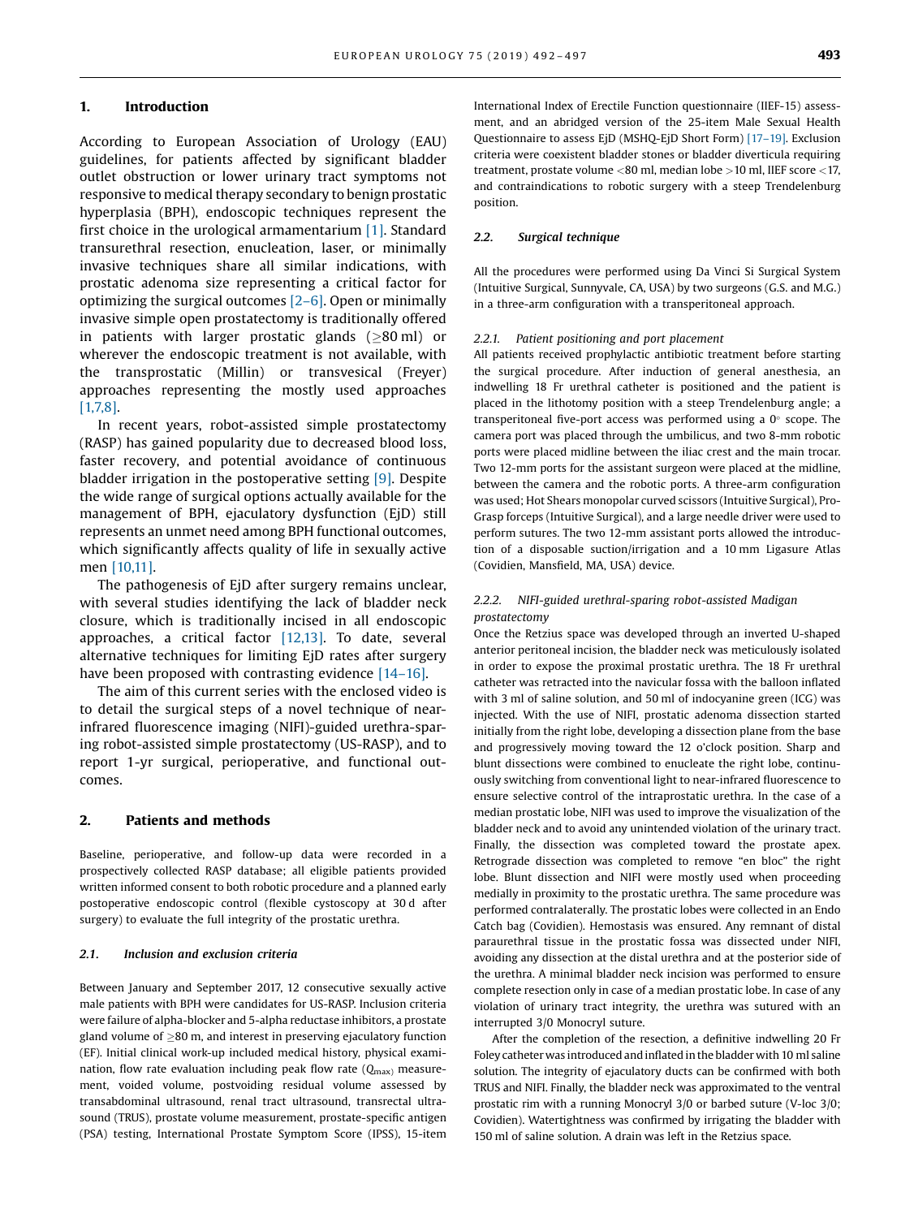## 1. Introduction

According to European Association of Urology (EAU) guidelines, for patients affected by significant bladder outlet obstruction or lower urinary tract symptoms not responsive to medical therapy secondary to benign prostatic hyperplasia (BPH), endoscopic techniques represent the first choice in the urological armamentarium [1]. Standard transurethral resection, enucleation, laser, or minimally invasive techniques share all similar indications, with prostatic adenoma size representing a critical factor for optimizing the surgical outcomes [2–6]. Open or minimally invasive simple open prostatectomy is traditionally offered in patients with larger prostatic glands ($\geq$80 ml) or wherever the endoscopic treatment is not available, with the transprostatic (Millin) or transvesical (Freyer) approaches representing the mostly used approaches [1,7,8].

In recent years, robot-assisted simple prostatectomy (RASP) has gained popularity due to decreased blood loss, faster recovery, and potential avoidance of continuous bladder irrigation in the postoperative setting [9]. Despite the wide range of surgical options actually available for the management of BPH, ejaculatory dysfunction (EjD) still represents an unmet need among BPH functional outcomes, which significantly affects quality of life in sexually active men [10,11].

The pathogenesis of EjD after surgery remains unclear, with several studies identifying the lack of bladder neck closure, which is traditionally incised in all endoscopic approaches, a critical factor [12,13]. To date, several alternative techniques for limiting EjD rates after surgery have been proposed with contrasting evidence [14–16].

The aim of this current series with the enclosed video is to detail the surgical steps of a novel technique of near-infrared fluorescence imaging (NIFI)-guided urethra-sparing robot-assisted simple prostatectomy (US-RASP), and to report 1-yr surgical, perioperative, and functional outcomes.

## 2. Patients and methods

Baseline, perioperative, and follow-up data were recorded in a prospectively collected RASP database; all eligible patients provided written informed consent to both robotic procedure and a planned early postoperative endoscopic control (flexible cystoscopy at 30 d after surgery) to evaluate the full integrity of the prostatic urethra.

### 2.1. Inclusion and exclusion criteria

Between January and September 2017, 12 consecutive sexually active male patients with BPH were candidates for US-RASP. Inclusion criteria were failure of alpha-blocker and 5-alpha reductase inhibitors, a prostate gland volume of $\geq$80 m, and interest in preserving ejaculatory function (EF). Initial clinical work-up included medical history, physical examination, flow rate evaluation including peak flow rate ($Q_{max}$) measurement, voided volume, postvoiding residual volume assessed by transabdominal ultrasound, renal tract ultrasound, transrectal ultrasound (TRUS), prostate volume measurement, prostate-specific antigen (PSA) testing, International Prostate Symptom Score (IPSS), 15-item International Index of Erectile Function questionnaire (IIEF-15) assessment, and an abridged version of the 25-item Male Sexual Health Questionnaire to assess EjD (MSHQ-EjD Short Form) [17–19]. Exclusion criteria were coexistent bladder stones or bladder diverticula requiring treatment, prostate volume <80 ml, median lobe >10 ml, IIEF score <17, and contraindications to robotic surgery with a steep Trendelenburg position.

### 2.2. Surgical technique

All the procedures were performed using Da Vinci Si Surgical System (Intuitive Surgical, Sunnyvale, CA, USA) by two surgeons (G.S. and M.G.) in a three-arm configuration with a transperitoneal approach.

#### 2.2.1. Patient positioning and port placement

All patients received prophylactic antibiotic treatment before starting the surgical procedure. After induction of general anesthesia, an indwelling 18 Fr urethral catheter is positioned and the patient is placed in the lithotomy position with a steep Trendelenburg angle; a transperitoneal five-port access was performed using a 0° scope. The camera port was placed through the umbilicus, and two 8-mm robotic ports were placed midline between the iliac crest and the main trocar. Two 12-mm ports for the assistant surgeon were placed at the midline, between the camera and the robotic ports. A three-arm configuration was used; Hot Shears monopolar curved scissors (Intuitive Surgical), Pro-Grasp forceps (Intuitive Surgical), and a large needle driver were used to perform sutures. The two 12-mm assistant ports allowed the introduction of a disposable suction/irrigation and a 10 mm Ligasure Atlas (Covidien, Mansfield, MA, USA) device.

#### 2.2.2. NIFI-guided urethral-sparing robot-assisted Madigan prostatectomy

Once the Retzius space was developed through an inverted U-shaped anterior peritoneal incision, the bladder neck was meticulously isolated in order to expose the proximal prostatic urethra. The 18 Fr urethral catheter was retracted into the navicular fossa with the balloon inflated with 3 ml of saline solution, and 50 ml of indocyanine green (ICG) was injected. With the use of NIFI, prostatic adenoma dissection started initially from the right lobe, developing a dissection plane from the base and progressively moving toward the 12 o'clock position. Sharp and blunt dissections were combined to enucleate the right lobe, continuously switching from conventional light to near-infrared fluorescence to ensure selective control of the intraprostatic urethra. In the case of a median prostatic lobe, NIFI was used to improve the visualization of the bladder neck and to avoid any unintended violation of the urinary tract. Finally, the dissection was completed toward the prostate apex. Retrograde dissection was completed to remove "en bloc" the right lobe. Blunt dissection and NIFI were mostly used when proceeding medially in proximity to the prostatic urethra. The same procedure was performed contralaterally. The prostatic lobes were collected in an Endo Catch bag (Covidien). Hemostasis was ensured. Any remnant of distal paraurethral tissue in the prostatic fossa was dissected under NIFI, avoiding any dissection at the distal urethra and at the posterior side of the urethra. A minimal bladder neck incision was performed to ensure complete resection only in case of a median prostatic lobe. In case of any violation of urinary tract integrity, the urethra was sutured with an interrupted 3/0 Monocryl suture.

After the completion of the resection, a definitive indwelling 20 Fr Foley catheter was introduced and inflated in the bladder with 10 ml saline solution. The integrity of ejaculatory ducts can be confirmed with both TRUS and NIFI. Finally, the bladder neck was approximated to the ventral prostatic rim with a running Monocryl 3/0 or barbed suture (V-loc 3/0; Covidien). Watertightness was confirmed by irrigating the bladder with 150 ml of saline solution. A drain was left in the Retzius space.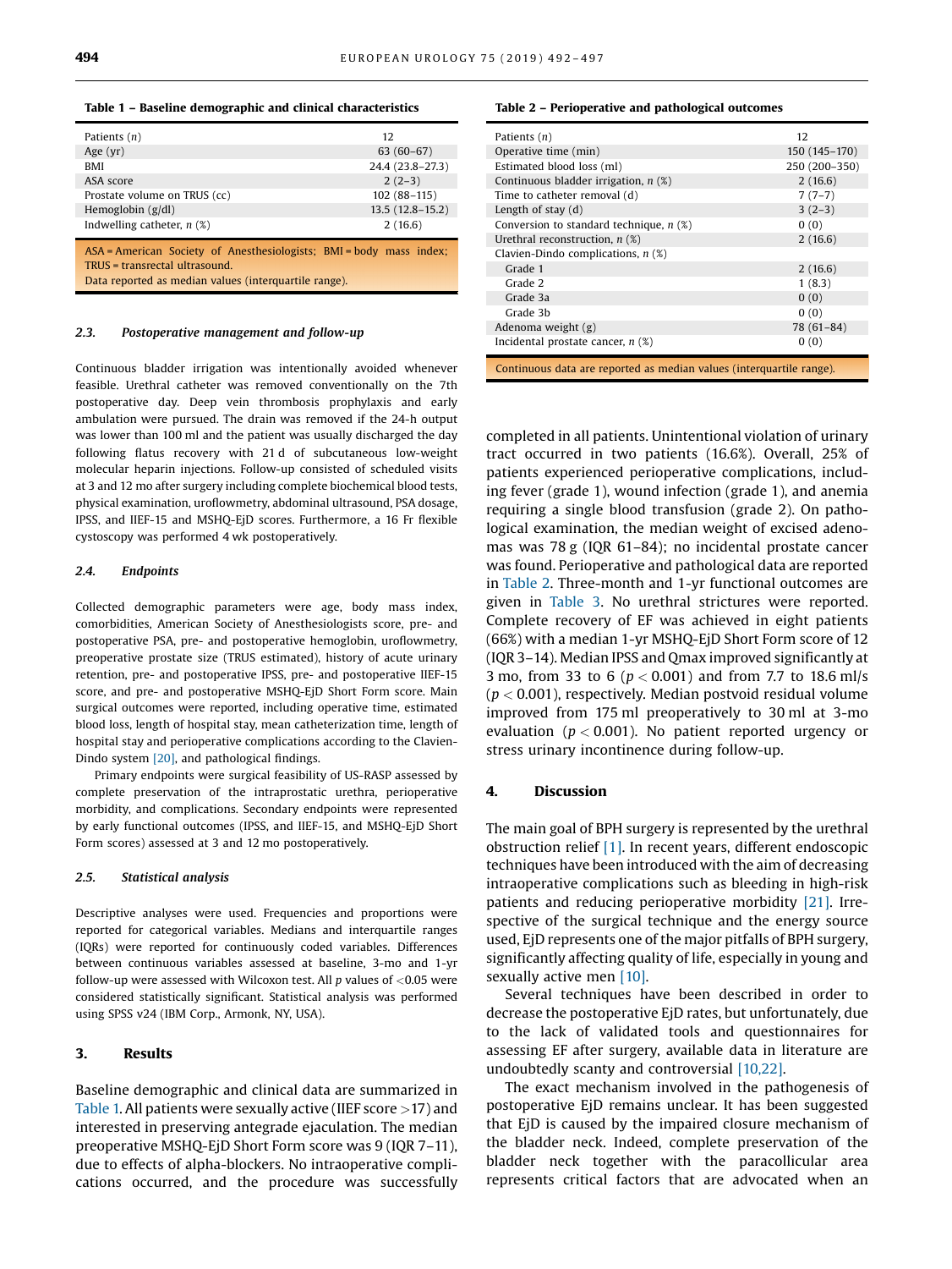**Table 1 – Baseline demographic and clinical characteristics**

| | |
|---|---|
| Patients (n) | 12 |
| Age (yr) | 63 (60–67) |
| BMI | 24.4 (23.8–27.3) |
| ASA score | 2 (2–3) |
| Prostate volume on TRUS (cc) | 102 (88–115) |
| Hemoglobin (g/dl) | 13.5 (12.8–15.2) |
| Indwelling catheter, n (%) | 2 (16.6) |

ASA = American Society of Anesthesiologists; BMI = body mass index; TRUS = transrectal ultrasound.
Data reported as median values (interquartile range).

**Table 2 – Perioperative and pathological outcomes**

| | |
|---|---|
| Patients (n) | 12 |
| Operative time (min) | 150 (145–170) |
| Estimated blood loss (ml) | 250 (200–350) |
| Continuous bladder irrigation, n (%) | 2 (16.6) |
| Time to catheter removal (d) | 7 (7–7) |
| Length of stay (d) | 3 (2–3) |
| Conversion to standard technique, n (%) | 0 (0) |
| Urethral reconstruction, n (%) | 2 (16.6) |
| Clavien-Dindo complications, n (%) | |
| Grade 1 | 2 (16.6) |
| Grade 2 | 1 (8.3) |
| Grade 3a | 0 (0) |
| Grade 3b | 0 (0) |
| Adenoma weight (g) | 78 (61–84) |
| Incidental prostate cancer, n (%) | 0 (0) |

Continuous data are reported as median values (interquartile range).

### 2.3. Postoperative management and follow-up

Continuous bladder irrigation was intentionally avoided whenever feasible. Urethral catheter was removed conventionally on the 7th postoperative day. Deep vein thrombosis prophylaxis and early ambulation were pursued. The drain was removed if the 24-h output was lower than 100 ml and the patient was usually discharged the day following flatus recovery with 21 d of subcutaneous low-weight molecular heparin injections. Follow-up consisted of scheduled visits at 3 and 12 mo after surgery including complete biochemical blood tests, physical examination, uroflowmetry, abdominal ultrasound, PSA dosage, IPSS, and IIEF-15 and MSHQ-EjD scores. Furthermore, a 16 Fr flexible cystoscopy was performed 4 wk postoperatively.

### 2.4. Endpoints

Collected demographic parameters were age, body mass index, comorbidities, American Society of Anesthesiologists score, pre- and postoperative PSA, pre- and postoperative hemoglobin, uroflowmetry, preoperative prostate size (TRUS estimated), history of acute urinary retention, pre- and postoperative IPSS, pre- and postoperative IIEF-15 score, and pre- and postoperative MSHQ-EjD Short Form score. Main surgical outcomes were reported, including operative time, estimated blood loss, length of hospital stay, mean catheterization time, length of hospital stay and perioperative complications according to the Clavien-Dindo system [20], and pathological findings.

Primary endpoints were surgical feasibility of US-RASP assessed by complete preservation of the intraprostatic urethra, perioperative morbidity, and complications. Secondary endpoints were represented by early functional outcomes (IPSS, and IIEF-15, and MSHQ-EjD Short Form scores) assessed at 3 and 12 mo postoperatively.

### 2.5. Statistical analysis

Descriptive analyses were used. Frequencies and proportions were reported for categorical variables. Medians and interquartile ranges (IQRs) were reported for continuously coded variables. Differences between continuous variables assessed at baseline, 3-mo and 1-yr follow-up were assessed with Wilcoxon test. All p values of <0.05 were considered statistically significant. Statistical analysis was performed using SPSS v24 (IBM Corp., Armonk, NY, USA).

## 3. Results

Baseline demographic and clinical data are summarized in Table 1. All patients were sexually active (IIEF score >17) and interested in preserving antegrade ejaculation. The median preoperative MSHQ-EjD Short Form score was 9 (IQR 7–11), due to effects of alpha-blockers. No intraoperative complications occurred, and the procedure was successfully completed in all patients. Unintentional violation of urinary tract occurred in two patients (16.6%). Overall, 25% of patients experienced perioperative complications, including fever (grade 1), wound infection (grade 1), and anemia requiring a single blood transfusion (grade 2). On pathological examination, the median weight of excised adenomas was 78 g (IQR 61–84); no incidental prostate cancer was found. Perioperative and pathological data are reported in Table 2. Three-month and 1-yr functional outcomes are given in Table 3. No urethral strictures were reported. Complete recovery of EF was achieved in eight patients (66%) with a median 1-yr MSHQ-EjD Short Form score of 12 (IQR 3–14). Median IPSS and Qmax improved significantly at 3 mo, from 33 to 6 ($p < 0.001$) and from 7.7 to 18.6 ml/s ($p < 0.001$), respectively. Median postvoid residual volume improved from 175 ml preoperatively to 30 ml at 3-mo evaluation ($p < 0.001$). No patient reported urgency or stress urinary incontinence during follow-up.

## 4. Discussion

The main goal of BPH surgery is represented by the urethral obstruction relief [1]. In recent years, different endoscopic techniques have been introduced with the aim of decreasing intraoperative complications such as bleeding in high-risk patients and reducing perioperative morbidity [21]. Irrespective of the surgical technique and the energy source used, EjD represents one of the major pitfalls of BPH surgery, significantly affecting quality of life, especially in young and sexually active men [10].

Several techniques have been described in order to decrease the postoperative EjD rates, but unfortunately, due to the lack of validated tools and questionnaires for assessing EF after surgery, available data in literature are undoubtedly scanty and controversial [10,22].

The exact mechanism involved in the pathogenesis of postoperative EjD remains unclear. It has been suggested that EjD is caused by the impaired closure mechanism of the bladder neck. Indeed, complete preservation of the bladder neck together with the paracollicular area represents critical factors that are advocated when an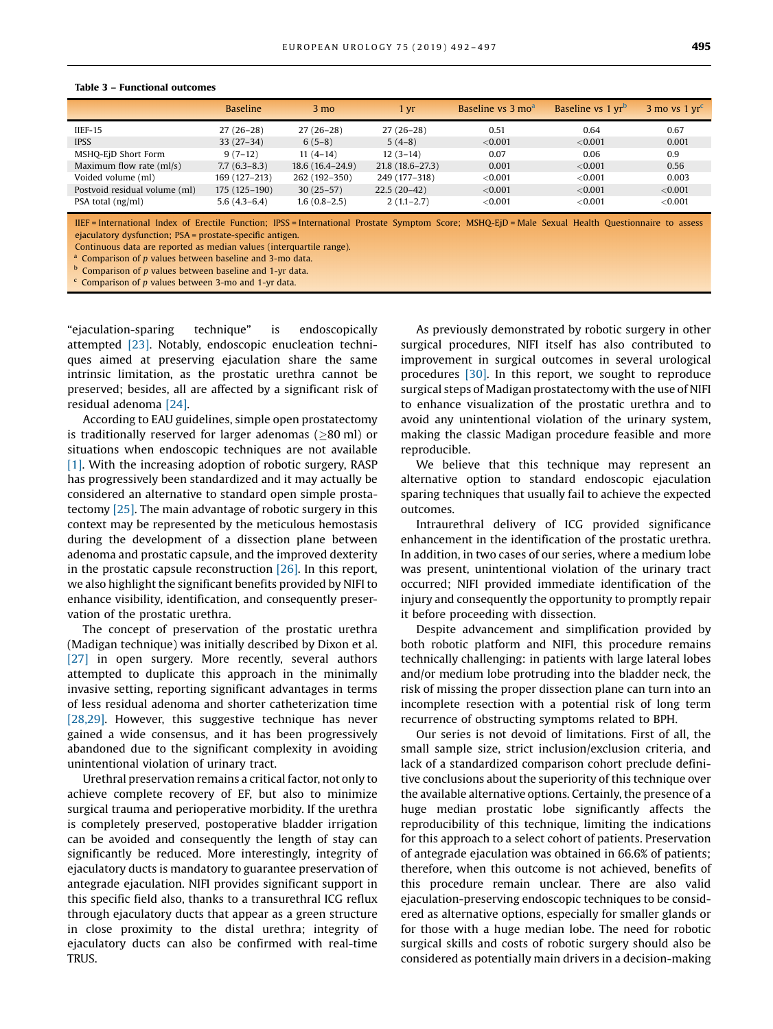**Table 3 – Functional outcomes**

| | Baseline | 3 mo | 1 yr | Baseline vs 3 mo[a] | Baseline vs 1 yr[b] | 3 mo vs 1 yr[c] |
|---|---|---|---|---|---|---|
| IIEF-15 | 27 (26–28) | 27 (26–28) | 27 (26–28) | 0.51 | 0.64 | 0.67 |
| IPSS | 33 (27–34) | 6 (5–8) | 5 (4–8) | <0.001 | <0.001 | 0.001 |
| MSHQ-EjD Short Form | 9 (7–12) | 11 (4–14) | 12 (3–14) | 0.07 | 0.06 | 0.9 |
| Maximum flow rate (ml/s) | 7.7 (6.3–8.3) | 18.6 (16.4–24.9) | 21.8 (18.6–27.3) | 0.001 | <0.001 | 0.56 |
| Voided volume (ml) | 169 (127–213) | 262 (192–350) | 249 (177–318) | <0.001 | <0.001 | 0.003 |
| Postvoid residual volume (ml) | 175 (125–190) | 30 (25–57) | 22.5 (20–42) | <0.001 | <0.001 | <0.001 |
| PSA total (ng/ml) | 5.6 (4.3–6.4) | 1.6 (0.8–2.5) | 2 (1.1–2.7) | <0.001 | <0.001 | <0.001 |

IIEF = International Index of Erectile Function; IPSS = International Prostate Symptom Score; MSHQ-EjD = Male Sexual Health Questionnaire to assess ejaculatory dysfunction; PSA = prostate-specific antigen.
Continuous data are reported as median values (interquartile range).
[a] Comparison of *p* values between baseline and 3-mo data.
[b] Comparison of *p* values between baseline and 1-yr data.
[c] Comparison of *p* values between 3-mo and 1-yr data.

"ejaculation-sparing technique" is endoscopically attempted [23]. Notably, endoscopic enucleation techniques aimed at preserving ejaculation share the same intrinsic limitation, as the prostatic urethra cannot be preserved; besides, all are affected by a significant risk of residual adenoma [24].

According to EAU guidelines, simple open prostatectomy is traditionally reserved for larger adenomas (≥80 ml) or situations when endoscopic techniques are not available [1]. With the increasing adoption of robotic surgery, RASP has progressively been standardized and it may actually be considered an alternative to standard open simple prostatectomy [25]. The main advantage of robotic surgery in this context may be represented by the meticulous hemostasis during the development of a dissection plane between adenoma and prostatic capsule, and the improved dexterity in the prostatic capsule reconstruction [26]. In this report, we also highlight the significant benefits provided by NIFI to enhance visibility, identification, and consequently preservation of the prostatic urethra.

The concept of preservation of the prostatic urethra (Madigan technique) was initially described by Dixon et al. [27] in open surgery. More recently, several authors attempted to duplicate this approach in the minimally invasive setting, reporting significant advantages in terms of less residual adenoma and shorter catheterization time [28,29]. However, this suggestive technique has never gained a wide consensus, and it has been progressively abandoned due to the significant complexity in avoiding unintentional violation of urinary tract.

Urethral preservation remains a critical factor, not only to achieve complete recovery of EF, but also to minimize surgical trauma and perioperative morbidity. If the urethra is completely preserved, postoperative bladder irrigation can be avoided and consequently the length of stay can significantly be reduced. More interestingly, integrity of ejaculatory ducts is mandatory to guarantee preservation of antegrade ejaculation. NIFI provides significant support in this specific field also, thanks to a transurethral ICG reflux through ejaculatory ducts that appear as a green structure in close proximity to the distal urethra; integrity of ejaculatory ducts can also be confirmed with real-time TRUS.

As previously demonstrated by robotic surgery in other surgical procedures, NIFI itself has also contributed to improvement in surgical outcomes in several urological procedures [30]. In this report, we sought to reproduce surgical steps of Madigan prostatectomy with the use of NIFI to enhance visualization of the prostatic urethra and to avoid any unintentional violation of the urinary system, making the classic Madigan procedure feasible and more reproducible.

We believe that this technique may represent an alternative option to standard endoscopic ejaculation sparing techniques that usually fail to achieve the expected outcomes.

Intraurethral delivery of ICG provided significance enhancement in the identification of the prostatic urethra. In addition, in two cases of our series, where a medium lobe was present, unintentional violation of the urinary tract occurred; NIFI provided immediate identification of the injury and consequently the opportunity to promptly repair it before proceeding with dissection.

Despite advancement and simplification provided by both robotic platform and NIFI, this procedure remains technically challenging: in patients with large lateral lobes and/or medium lobe protruding into the bladder neck, the risk of missing the proper dissection plane can turn into an incomplete resection with a potential risk of long term recurrence of obstructing symptoms related to BPH.

Our series is not devoid of limitations. First of all, the small sample size, strict inclusion/exclusion criteria, and lack of a standardized comparison cohort preclude definitive conclusions about the superiority of this technique over the available alternative options. Certainly, the presence of a huge median prostatic lobe significantly affects the reproducibility of this technique, limiting the indications for this approach to a select cohort of patients. Preservation of antegrade ejaculation was obtained in 66.6% of patients; therefore, when this outcome is not achieved, benefits of this procedure remain unclear. There are also valid ejaculation-preserving endoscopic techniques to be considered as alternative options, especially for smaller glands or for those with a huge median lobe. The need for robotic surgical skills and costs of robotic surgery should also be considered as potentially main drivers in a decision-making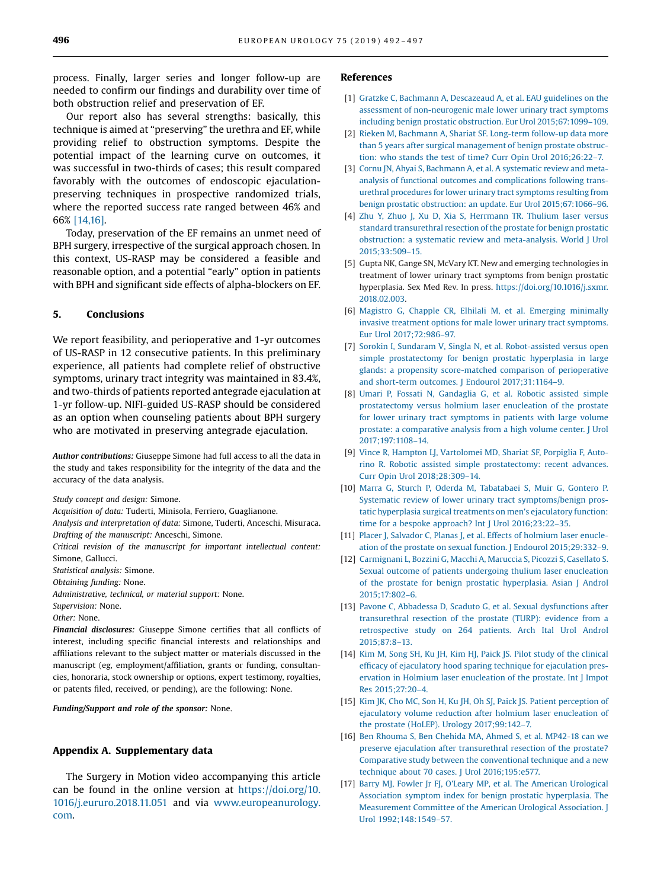process. Finally, larger series and longer follow-up are needed to confirm our findings and durability over time of both obstruction relief and preservation of EF.

Our report also has several strengths: basically, this technique is aimed at "preserving" the urethra and EF, while providing relief to obstruction symptoms. Despite the potential impact of the learning curve on outcomes, it was successful in two-thirds of cases; this result compared favorably with the outcomes of endoscopic ejaculation-preserving techniques in prospective randomized trials, where the reported success rate ranged between 46% and 66% [14,16].

Today, preservation of the EF remains an unmet need of BPH surgery, irrespective of the surgical approach chosen. In this context, US-RASP may be considered a feasible and reasonable option, and a potential "early" option in patients with BPH and significant side effects of alpha-blockers on EF.

## 5. Conclusions

We report feasibility, and perioperative and 1-yr outcomes of US-RASP in 12 consecutive patients. In this preliminary experience, all patients had complete relief of obstructive symptoms, urinary tract integrity was maintained in 83.4%, and two-thirds of patients reported antegrade ejaculation at 1-yr follow-up. NIFI-guided US-RASP should be considered as an option when counseling patients about BPH surgery who are motivated in preserving antegrade ejaculation.

***Author contributions:*** Giuseppe Simone had full access to all the data in the study and takes responsibility for the integrity of the data and the accuracy of the data analysis.

*Study concept and design:* Simone.
*Acquisition of data:* Tuderti, Minisola, Ferriero, Guaglianone.
*Analysis and interpretation of data:* Simone, Tuderti, Anceschi, Misuraca.
*Drafting of the manuscript:* Anceschi, Simone.
*Critical revision of the manuscript for important intellectual content:* Simone, Gallucci.
*Statistical analysis:* Simone.
*Obtaining funding:* None.
*Administrative, technical, or material support:* None.
*Supervision:* None.
*Other:* None.

***Financial disclosures:*** Giuseppe Simone certifies that all conflicts of interest, including specific financial interests and relationships and affiliations relevant to the subject matter or materials discussed in the manuscript (eg, employment/affiliation, grants or funding, consultancies, honoraria, stock ownership or options, expert testimony, royalties, or patents filed, received, or pending), are the following: None.

***Funding/Support and role of the sponsor:*** None.

## Appendix A. Supplementary data

The Surgery in Motion video accompanying this article can be found in the online version at https://doi.org/10.1016/j.eururo.2018.11.051 and via www.europeanurology.com.

## References

[1] Gratzke C, Bachmann A, Descazeaud A, et al. EAU guidelines on the assessment of non-neurogenic male lower urinary tract symptoms including benign prostatic obstruction. Eur Urol 2015;67:1099–109.

[2] Rieken M, Bachmann A, Shariat SF. Long-term follow-up data more than 5 years after surgical management of benign prostate obstruction: who stands the test of time? Curr Opin Urol 2016;26:22–7.

[3] Cornu JN, Ahyai S, Bachmann A, et al. A systematic review and meta-analysis of functional outcomes and complications following transurethral procedures for lower urinary tract symptoms resulting from benign prostatic obstruction: an update. Eur Urol 2015;67:1066–96.

[4] Zhu Y, Zhuo J, Xu D, Xia S, Herrmann TR. Thulium laser versus standard transurethral resection of the prostate for benign prostatic obstruction: a systematic review and meta-analysis. World J Urol 2015;33:509–15.

[5] Gupta NK, Gange SN, McVary KT. New and emerging technologies in treatment of lower urinary tract symptoms from benign prostatic hyperplasia. Sex Med Rev. In press. https://doi.org/10.1016/j.sxmr.2018.02.003.

[6] Magistro G, Chapple CR, Elhilali M, et al. Emerging minimally invasive treatment options for male lower urinary tract symptoms. Eur Urol 2017;72:986–97.

[7] Sorokin I, Sundaram V, Singla N, et al. Robot-assisted versus open simple prostatectomy for benign prostatic hyperplasia in large glands: a propensity score-matched comparison of perioperative and short-term outcomes. J Endourol 2017;31:1164–9.

[8] Umari P, Fossati N, Gandaglia G, et al. Robotic assisted simple prostatectomy versus holmium laser enucleation of the prostate for lower urinary tract symptoms in patients with large volume prostate: a comparative analysis from a high volume center. J Urol 2017;197:1108–14.

[9] Vince R, Hampton LJ, Vartolomei MD, Shariat SF, Porpiglia F, Autorino R. Robotic assisted simple prostatectomy: recent advances. Curr Opin Urol 2018;28:309–14.

[10] Marra G, Sturch P, Oderda M, Tabatabaei S, Muir G, Gontero P. Systematic review of lower urinary tract symptoms/benign prostatic hyperplasia surgical treatments on men's ejaculatory function: time for a bespoke approach? Int J Urol 2016;23:22–35.

[11] Placer J, Salvador C, Planas J, et al. Effects of holmium laser enucleation of the prostate on sexual function. J Endourol 2015;29:332–9.

[12] Carmignani L, Bozzini G, Macchi A, Maruccia S, Picozzi S, Casellato S. Sexual outcome of patients undergoing thulium laser enucleation of the prostate for benign prostatic hyperplasia. Asian J Androl 2015;17:802–6.

[13] Pavone C, Abbadessa D, Scaduto G, et al. Sexual dysfunctions after transurethral resection of the prostate (TURP): evidence from a retrospective study on 264 patients. Arch Ital Urol Androl 2015;87:8–13.

[14] Kim M, Song SH, Ku JH, Kim HJ, Paick JS. Pilot study of the clinical efficacy of ejaculatory hood sparing technique for ejaculation preservation in Holmium laser enucleation of the prostate. Int J Impot Res 2015;27:20–4.

[15] Kim JK, Cho MC, Son H, Ku JH, Oh SJ, Paick JS. Patient perception of ejaculatory volume reduction after holmium laser enucleation of the prostate (HoLEP). Urology 2017;99:142–7.

[16] Ben Rhouma S, Ben Chehida MA, Ahmed S, et al. MP42-18 can we preserve ejaculation after transurethral resection of the prostate? Comparative study between the conventional technique and a new technique about 70 cases. J Urol 2016;195:e577.

[17] Barry MJ, Fowler Jr FJ, O'Leary MP, et al. The American Urological Association symptom index for benign prostatic hyperplasia. The Measurement Committee of the American Urological Association. J Urol 1992;148:1549–57.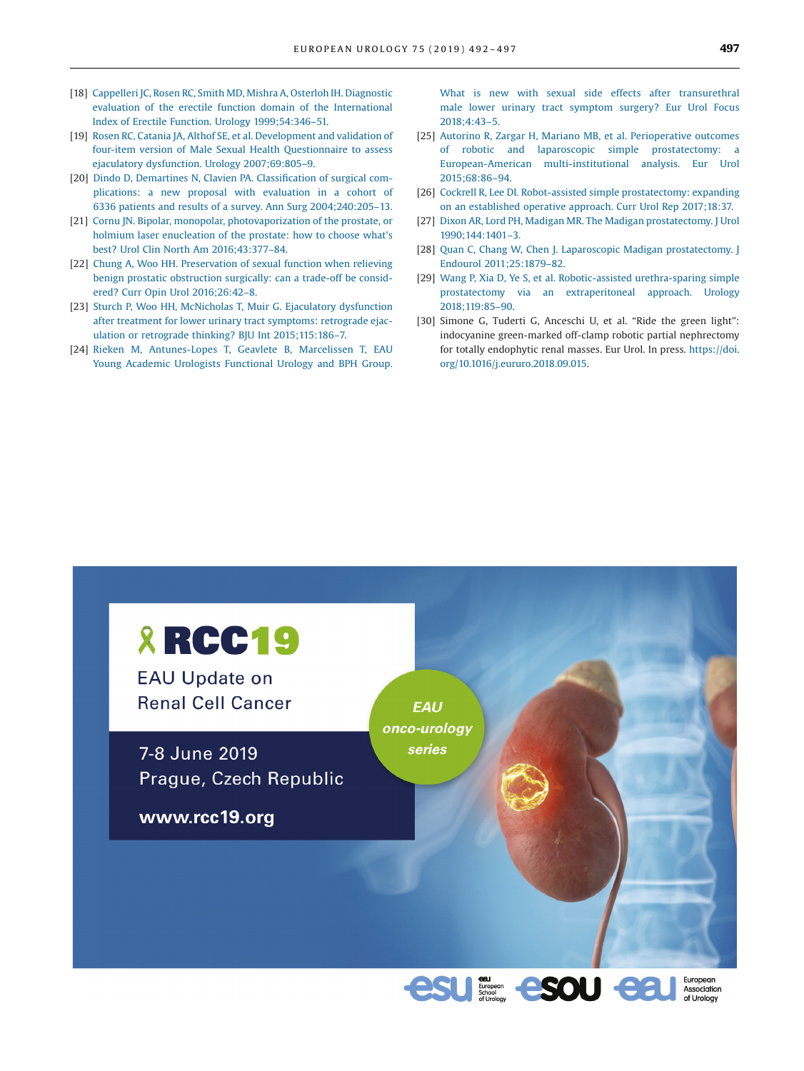[18] Cappelleri JC, Rosen RC, Smith MD, Mishra A, Osterloh IH. Diagnostic evaluation of the erectile function domain of the International Index of Erectile Function. Urology 1999;54:346–51.

[19] Rosen RC, Catania JA, Althof SE, et al. Development and validation of four-item version of Male Sexual Health Questionnaire to assess ejaculatory dysfunction. Urology 2007;69:805–9.

[20] Dindo D, Demartines N, Clavien PA. Classification of surgical complications: a new proposal with evaluation in a cohort of 6336 patients and results of a survey. Ann Surg 2004;240:205–13.

[21] Cornu JN. Bipolar, monopolar, photovaporization of the prostate, or holmium laser enucleation of the prostate: how to choose what's best? Urol Clin North Am 2016;43:377–84.

[22] Chung A, Woo HH. Preservation of sexual function when relieving benign prostatic obstruction surgically: can a trade-off be considered? Curr Opin Urol 2016;26:42–8.

[23] Sturch P, Woo HH, McNicholas T, Muir G. Ejaculatory dysfunction after treatment for lower urinary tract symptoms: retrograde ejaculation or retrograde thinking? BJU Int 2015;115:186–7.

[24] Rieken M, Antunes-Lopes T, Geavlete B, Marcelissen T, EAU Young Academic Urologists Functional Urology and BPH Group. What is new with sexual side effects after transurethral male lower urinary tract symptom surgery? Eur Urol Focus 2018;4:43–5.

[25] Autorino R, Zargar H, Mariano MB, et al. Perioperative outcomes of robotic and laparoscopic simple prostatectomy: a European-American multi-institutional analysis. Eur Urol 2015;68:86–94.

[26] Cockrell R, Lee DI. Robot-assisted simple prostatectomy: expanding on an established operative approach. Curr Urol Rep 2017;18:37.

[27] Dixon AR, Lord PH, Madigan MR. The Madigan prostatectomy. J Urol 1990;144:1401–3.

[28] Quan C, Chang W, Chen J. Laparoscopic Madigan prostatectomy. J Endourol 2011;25:1879–82.

[29] Wang P, Xia D, Ye S, et al. Robotic-assisted urethra-sparing simple prostatectomy via an extraperitoneal approach. Urology 2018;119:85–90.

[30] Simone G, Tuderti G, Anceschi U, et al. "Ride the green light": indocyanine green-marked off-clamp robotic partial nephrectomy for totally endophytic renal masses. Eur Urol. In press. https://doi.org/10.1016/j.eururo.2018.09.015.

RCC19

EAU Update on Renal Cell Cancer

7-8 June 2019
Prague, Czech Republic

www.rcc19.org

EAU onco-urology series

esu European School of Urology | esou | eau European Association of Urology